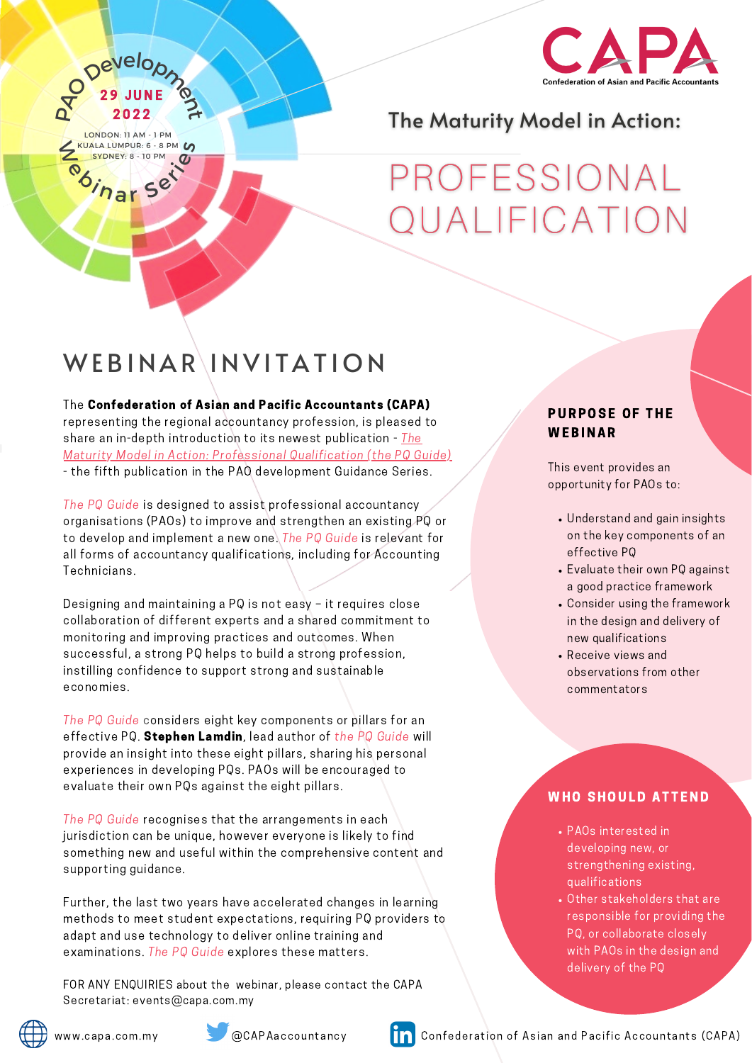PAO Development Webinar Series

**29 JUNE 2022**

LONDON: 11 AM - 1 PM
KUALA LUMPUR: 6 - 8 PM
SYDNEY: 8 - 10 PM

CAPA
Confederation of Asian and Pacific Accountants

## The Maturity Model in Action:

# PROFESSIONAL QUALIFICATION

## WEBINAR INVITATION

The **Confederation of Asian and Pacific Accountants (CAPA)** representing the regional accountancy profession, is pleased to share an in-depth introduction to its newest publication - *The Maturity Model in Action: Professional Qualification (the PQ Guide)* - the fifth publication in the PAO development Guidance Series.

*The PQ Guide* is designed to assist professional accountancy organisations (PAOs) to improve and strengthen an existing PQ or to develop and implement a new one. *The PQ Guide* is relevant for all forms of accountancy qualifications, including for Accounting Technicians.

Designing and maintaining a PQ is not easy – it requires close collaboration of different experts and a shared commitment to monitoring and improving practices and outcomes. When successful, a strong PQ helps to build a strong profession, instilling confidence to support strong and sustainable economies.

*The PQ Guide* considers eight key components or pillars for an effective PQ. **Stephen Lamdin**, lead author of *the PQ Guide* will provide an insight into these eight pillars, sharing his personal experiences in developing PQs. PAOs will be encouraged to evaluate their own PQs against the eight pillars.

*The PQ Guide* recognises that the arrangements in each jurisdiction can be unique, however everyone is likely to find something new and useful within the comprehensive content and supporting guidance.

Further, the last two years have accelerated changes in learning methods to meet student expectations, requiring PQ providers to adapt and use technology to deliver online training and examinations. *The PQ Guide* explores these matters.

FOR ANY ENQUIRIES about the webinar, please contact the CAPA Secretariat: events@capa.com.my

### PURPOSE OF THE WEBINAR

This event provides an opportunity for PAOs to:

- Understand and gain insights on the key components of an effective PQ
- Evaluate their own PQ against a good practice framework
- Consider using the framework in the design and delivery of new qualifications
- Receive views and observations from other commentators

### WHO SHOULD ATTEND

- PAOs interested in developing new, or strengthening existing, qualifications
- Other stakeholders that are responsible for providing the PQ, or collaborate closely with PAOs in the design and delivery of the PQ

www.capa.com.my | @CAPAaccountancy | Confederation of Asian and Pacific Accountants (CAPA)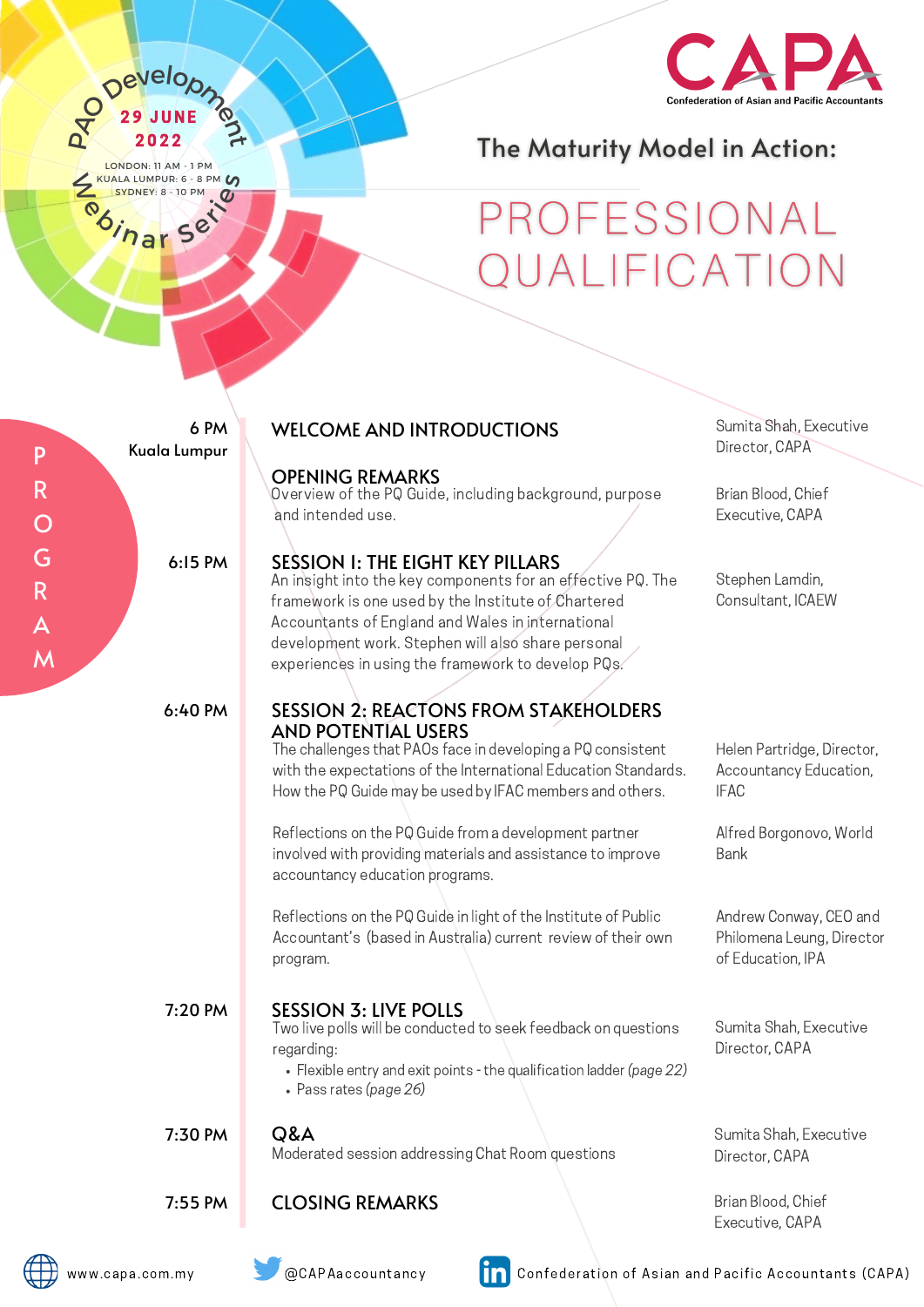PAO Development Webinar Series

29 JUNE 2022

LONDON: 11 AM - 1 PM
KUALA LUMPUR: 6 - 8 PM
SYDNEY: 8 - 10 PM

CAPA
Confederation of Asian and Pacific Accountants

## The Maturity Model in Action:

# PROFESSIONAL QUALIFICATION

## PROGRAM

| Time | Session | Speaker |
| --- | --- | --- |
| 6 PM Kuala Lumpur | **WELCOME AND INTRODUCTIONS** | Sumita Shah, Executive Director, CAPA |
| | **OPENING REMARKS** Overview of the PQ Guide, including background, purpose and intended use. | Brian Blood, Chief Executive, CAPA |
| 6:15 PM | **SESSION I: THE EIGHT KEY PILLARS** An insight into the key components for an effective PQ. The framework is one used by the Institute of Chartered Accountants of England and Wales in international development work. Stephen will also share personal experiences in using the framework to develop PQs. | Stephen Lamdin, Consultant, ICAEW |
| 6:40 PM | **SESSION 2: REACTONS FROM STAKEHOLDERS AND POTENTIAL USERS** The challenges that PAOs face in developing a PQ consistent with the expectations of the International Education Standards. How the PQ Guide may be used by IFAC members and others. | Helen Partridge, Director, Accountancy Education, IFAC |
| | Reflections on the PQ Guide from a development partner involved with providing materials and assistance to improve accountancy education programs. | Alfred Borgonovo, World Bank |
| | Reflections on the PQ Guide in light of the Institute of Public Accountant's (based in Australia) current review of their own program. | Andrew Conway, CEO and Philomena Leung, Director of Education, IPA |
| 7:20 PM | **SESSION 3: LIVE POLLS** Two live polls will be conducted to seek feedback on questions regarding: • Flexible entry and exit points - the qualification ladder *(page 22)* • Pass rates *(page 26)* | Sumita Shah, Executive Director, CAPA |
| 7:30 PM | **Q&A** Moderated session addressing Chat Room questions | Sumita Shah, Executive Director, CAPA |
| 7:55 PM | **CLOSING REMARKS** | Brian Blood, Chief Executive, CAPA |

www.capa.com.my | @CAPAaccountancy | Confederation of Asian and Pacific Accountants (CAPA)